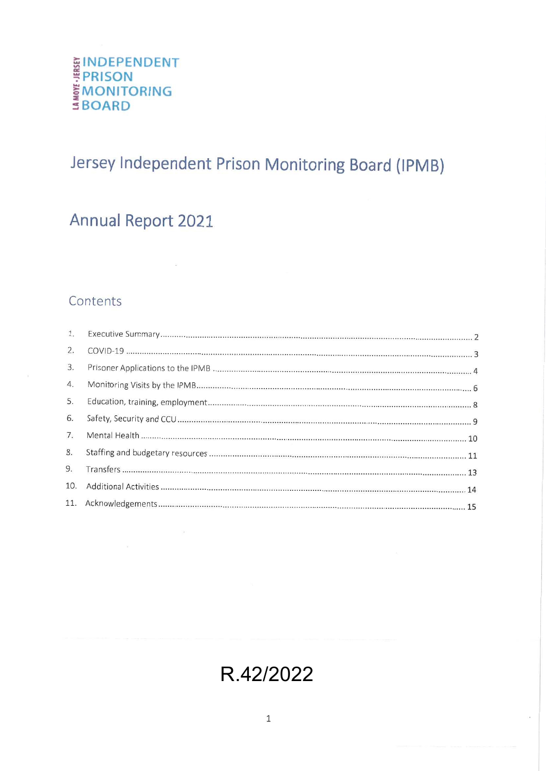INDEPENDENT PRISON MONITORING BOARD

LA MOYE · JERSEY

# Jersey Independent Prison Monitoring Board (IPMB)

## Annual Report 2021

## Contents

1. Executive Summary ..... 2
2. COVID-19 ..... 3
3. Prisoner Applications to the IPMB ..... 4
4. Monitoring Visits by the IPMB ..... 6
5. Education, training, employment ..... 8
6. Safety, Security and CCU ..... 9
7. Mental Health ..... 10
8. Staffing and budgetary resources ..... 11
9. Transfers ..... 13
10. Additional Activities ..... 14
11. Acknowledgements ..... 15

R.42/2022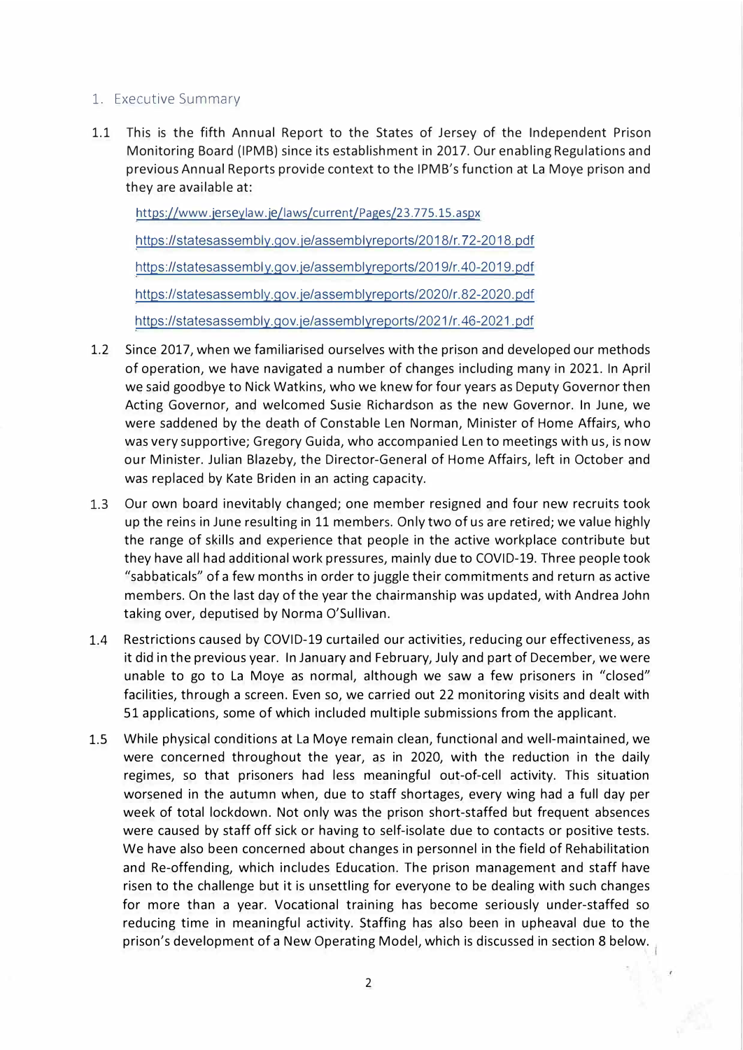## 1. Executive Summary

1.1 This is the fifth Annual Report to the States of Jersey of the Independent Prison Monitoring Board (IPMB) since its establishment in 2017. Our enabling Regulations and previous Annual Reports provide context to the IPMB's function at La Moye prison and they are available at:

https://www.jerseylaw.je/laws/current/Pages/23.775.15.aspx

https://statesassembly.gov.je/assemblyreports/2018/r.72-2018.pdf

https://statesassembly.gov.je/assemblyreports/2019/r.40-2019.pdf

https://statesassembly.gov.je/assemblyreports/2020/r.82-2020.pdf

https://statesassembly.gov.je/assemblyreports/2021/r.46-2021.pdf

1.2 Since 2017, when we familiarised ourselves with the prison and developed our methods of operation, we have navigated a number of changes including many in 2021. In April we said goodbye to Nick Watkins, who we knew for four years as Deputy Governor then Acting Governor, and welcomed Susie Richardson as the new Governor. In June, we were saddened by the death of Constable Len Norman, Minister of Home Affairs, who was very supportive; Gregory Guida, who accompanied Len to meetings with us, is now our Minister. Julian Blazeby, the Director-General of Home Affairs, left in October and was replaced by Kate Briden in an acting capacity.

1.3 Our own board inevitably changed; one member resigned and four new recruits took up the reins in June resulting in 11 members. Only two of us are retired; we value highly the range of skills and experience that people in the active workplace contribute but they have all had additional work pressures, mainly due to COVID-19. Three people took "sabbaticals" of a few months in order to juggle their commitments and return as active members. On the last day of the year the chairmanship was updated, with Andrea John taking over, deputised by Norma O'Sullivan.

1.4 Restrictions caused by COVID-19 curtailed our activities, reducing our effectiveness, as it did in the previous year. In January and February, July and part of December, we were unable to go to La Moye as normal, although we saw a few prisoners in "closed" facilities, through a screen. Even so, we carried out 22 monitoring visits and dealt with 51 applications, some of which included multiple submissions from the applicant.

1.5 While physical conditions at La Moye remain clean, functional and well-maintained, we were concerned throughout the year, as in 2020, with the reduction in the daily regimes, so that prisoners had less meaningful out-of-cell activity. This situation worsened in the autumn when, due to staff shortages, every wing had a full day per week of total lockdown. Not only was the prison short-staffed but frequent absences were caused by staff off sick or having to self-isolate due to contacts or positive tests. We have also been concerned about changes in personnel in the field of Rehabilitation and Re-offending, which includes Education. The prison management and staff have risen to the challenge but it is unsettling for everyone to be dealing with such changes for more than a year. Vocational training has become seriously under-staffed so reducing time in meaningful activity. Staffing has also been in upheaval due to the prison's development of a New Operating Model, which is discussed in section 8 below.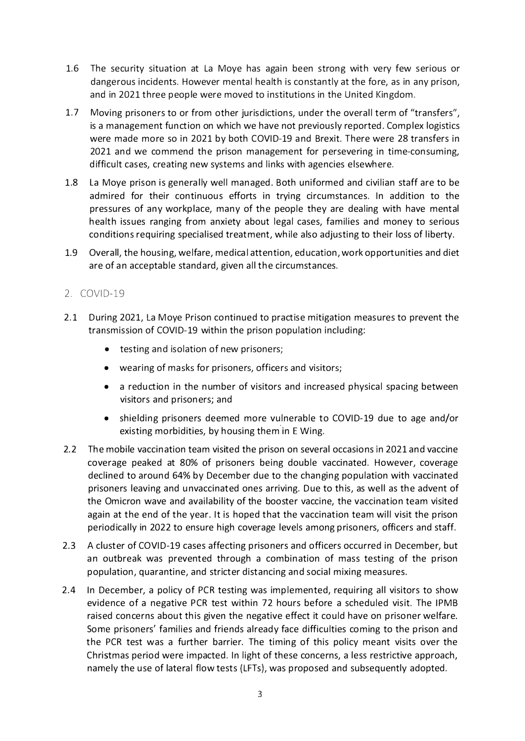1.6 The security situation at La Moye has again been strong with very few serious or dangerous incidents. However mental health is constantly at the fore, as in any prison, and in 2021 three people were moved to institutions in the United Kingdom.

1.7 Moving prisoners to or from other jurisdictions, under the overall term of "transfers", is a management function on which we have not previously reported. Complex logistics were made more so in 2021 by both COVID-19 and Brexit. There were 28 transfers in 2021 and we commend the prison management for persevering in time-consuming, difficult cases, creating new systems and links with agencies elsewhere.

1.8 La Moye prison is generally well managed. Both uniformed and civilian staff are to be admired for their continuous efforts in trying circumstances. In addition to the pressures of any workplace, many of the people they are dealing with have mental health issues ranging from anxiety about legal cases, families and money to serious conditions requiring specialised treatment, while also adjusting to their loss of liberty.

1.9 Overall, the housing, welfare, medical attention, education, work opportunities and diet are of an acceptable standard, given all the circumstances.

## 2. COVID-19

2.1 During 2021, La Moye Prison continued to practise mitigation measures to prevent the transmission of COVID-19 within the prison population including:

- testing and isolation of new prisoners;
- wearing of masks for prisoners, officers and visitors;
- a reduction in the number of visitors and increased physical spacing between visitors and prisoners; and
- shielding prisoners deemed more vulnerable to COVID-19 due to age and/or existing morbidities, by housing them in E Wing.

2.2 The mobile vaccination team visited the prison on several occasions in 2021 and vaccine coverage peaked at 80% of prisoners being double vaccinated. However, coverage declined to around 64% by December due to the changing population with vaccinated prisoners leaving and unvaccinated ones arriving. Due to this, as well as the advent of the Omicron wave and availability of the booster vaccine, the vaccination team visited again at the end of the year. It is hoped that the vaccination team will visit the prison periodically in 2022 to ensure high coverage levels among prisoners, officers and staff.

2.3 A cluster of COVID-19 cases affecting prisoners and officers occurred in December, but an outbreak was prevented through a combination of mass testing of the prison population, quarantine, and stricter distancing and social mixing measures.

2.4 In December, a policy of PCR testing was implemented, requiring all visitors to show evidence of a negative PCR test within 72 hours before a scheduled visit. The IPMB raised concerns about this given the negative effect it could have on prisoner welfare. Some prisoners' families and friends already face difficulties coming to the prison and the PCR test was a further barrier. The timing of this policy meant visits over the Christmas period were impacted. In light of these concerns, a less restrictive approach, namely the use of lateral flow tests (LFTs), was proposed and subsequently adopted.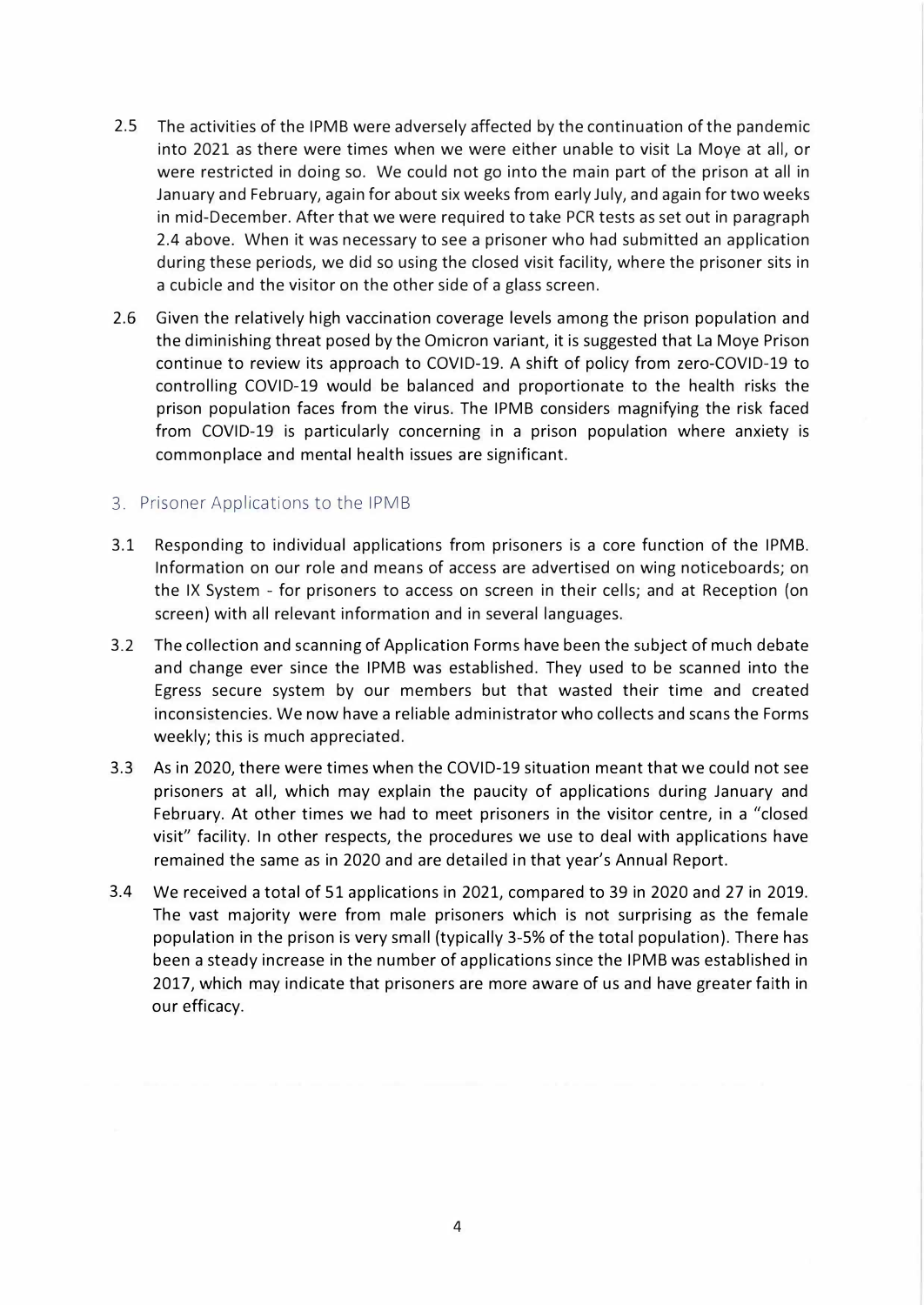2.5 The activities of the IPMB were adversely affected by the continuation of the pandemic into 2021 as there were times when we were either unable to visit La Moye at all, or were restricted in doing so. We could not go into the main part of the prison at all in January and February, again for about six weeks from early July, and again for two weeks in mid-December. After that we were required to take PCR tests as set out in paragraph 2.4 above. When it was necessary to see a prisoner who had submitted an application during these periods, we did so using the closed visit facility, where the prisoner sits in a cubicle and the visitor on the other side of a glass screen.

2.6 Given the relatively high vaccination coverage levels among the prison population and the diminishing threat posed by the Omicron variant, it is suggested that La Moye Prison continue to review its approach to COVID-19. A shift of policy from zero-COVID-19 to controlling COVID-19 would be balanced and proportionate to the health risks the prison population faces from the virus. The IPMB considers magnifying the risk faced from COVID-19 is particularly concerning in a prison population where anxiety is commonplace and mental health issues are significant.

## 3. Prisoner Applications to the IPMB

3.1 Responding to individual applications from prisoners is a core function of the IPMB. Information on our role and means of access are advertised on wing noticeboards; on the IX System - for prisoners to access on screen in their cells; and at Reception (on screen) with all relevant information and in several languages.

3.2 The collection and scanning of Application Forms have been the subject of much debate and change ever since the IPMB was established. They used to be scanned into the Egress secure system by our members but that wasted their time and created inconsistencies. We now have a reliable administrator who collects and scans the Forms weekly; this is much appreciated.

3.3 As in 2020, there were times when the COVID-19 situation meant that we could not see prisoners at all, which may explain the paucity of applications during January and February. At other times we had to meet prisoners in the visitor centre, in a "closed visit" facility. In other respects, the procedures we use to deal with applications have remained the same as in 2020 and are detailed in that year's Annual Report.

3.4 We received a total of 51 applications in 2021, compared to 39 in 2020 and 27 in 2019. The vast majority were from male prisoners which is not surprising as the female population in the prison is very small (typically 3-5% of the total population). There has been a steady increase in the number of applications since the IPMB was established in 2017, which may indicate that prisoners are more aware of us and have greater faith in our efficacy.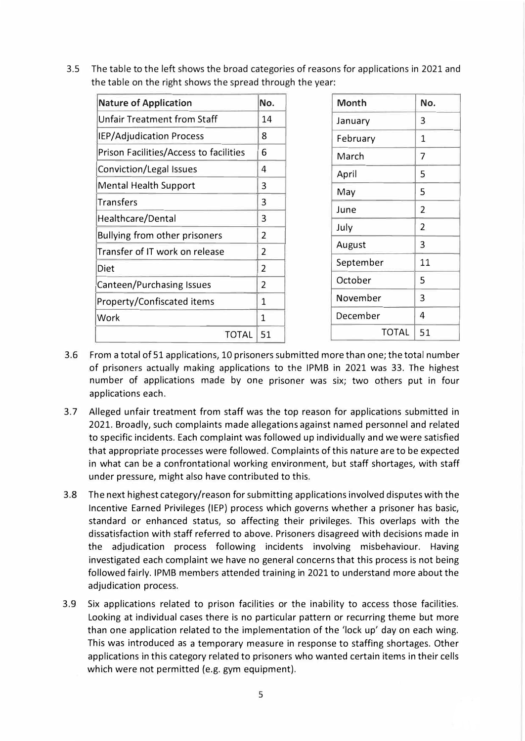3.5 The table to the left shows the broad categories of reasons for applications in 2021 and the table on the right shows the spread through the year:

| Nature of Application | No. |
|---|---|
| Unfair Treatment from Staff | 14 |
| IEP/Adjudication Process | 8 |
| Prison Facilities/Access to facilities | 6 |
| Conviction/Legal Issues | 4 |
| Mental Health Support | 3 |
| Transfers | 3 |
| Healthcare/Dental | 3 |
| Bullying from other prisoners | 2 |
| Transfer of IT work on release | 2 |
| Diet | 2 |
| Canteen/Purchasing Issues | 2 |
| Property/Confiscated items | 1 |
| Work | 1 |
| TOTAL | 51 |

| Month | No. |
|---|---|
| January | 3 |
| February | 1 |
| March | 7 |
| April | 5 |
| May | 5 |
| June | 2 |
| July | 2 |
| August | 3 |
| September | 11 |
| October | 5 |
| November | 3 |
| December | 4 |
| TOTAL | 51 |

3.6 From a total of 51 applications, 10 prisoners submitted more than one; the total number of prisoners actually making applications to the IPMB in 2021 was 33. The highest number of applications made by one prisoner was six; two others put in four applications each.

3.7 Alleged unfair treatment from staff was the top reason for applications submitted in 2021. Broadly, such complaints made allegations against named personnel and related to specific incidents. Each complaint was followed up individually and we were satisfied that appropriate processes were followed. Complaints of this nature are to be expected in what can be a confrontational working environment, but staff shortages, with staff under pressure, might also have contributed to this.

3.8 The next highest category/reason for submitting applications involved disputes with the Incentive Earned Privileges (IEP) process which governs whether a prisoner has basic, standard or enhanced status, so affecting their privileges. This overlaps with the dissatisfaction with staff referred to above. Prisoners disagreed with decisions made in the adjudication process following incidents involving misbehaviour. Having investigated each complaint we have no general concerns that this process is not being followed fairly. IPMB members attended training in 2021 to understand more about the adjudication process.

3.9 Six applications related to prison facilities or the inability to access those facilities. Looking at individual cases there is no particular pattern or recurring theme but more than one application related to the implementation of the 'lock up' day on each wing. This was introduced as a temporary measure in response to staffing shortages. Other applications in this category related to prisoners who wanted certain items in their cells which were not permitted (e.g. gym equipment).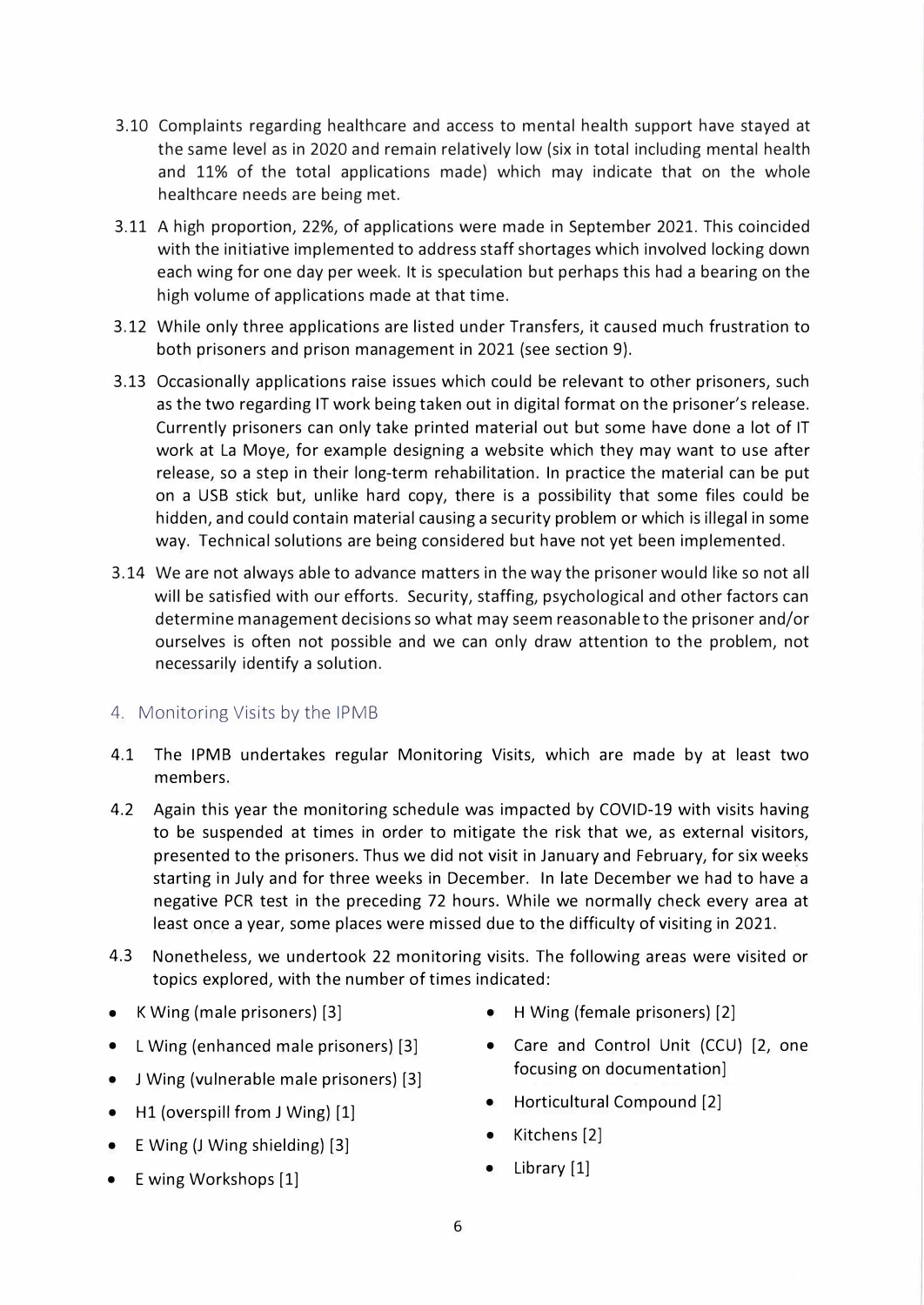3.10 Complaints regarding healthcare and access to mental health support have stayed at the same level as in 2020 and remain relatively low (six in total including mental health and 11% of the total applications made) which may indicate that on the whole healthcare needs are being met.

3.11 A high proportion, 22%, of applications were made in September 2021. This coincided with the initiative implemented to address staff shortages which involved locking down each wing for one day per week. It is speculation but perhaps this had a bearing on the high volume of applications made at that time.

3.12 While only three applications are listed under Transfers, it caused much frustration to both prisoners and prison management in 2021 (see section 9).

3.13 Occasionally applications raise issues which could be relevant to other prisoners, such as the two regarding IT work being taken out in digital format on the prisoner's release. Currently prisoners can only take printed material out but some have done a lot of IT work at La Moye, for example designing a website which they may want to use after release, so a step in their long-term rehabilitation. In practice the material can be put on a USB stick but, unlike hard copy, there is a possibility that some files could be hidden, and could contain material causing a security problem or which is illegal in some way. Technical solutions are being considered but have not yet been implemented.

3.14 We are not always able to advance matters in the way the prisoner would like so not all will be satisfied with our efforts. Security, staffing, psychological and other factors can determine management decisions so what may seem reasonable to the prisoner and/or ourselves is often not possible and we can only draw attention to the problem, not necessarily identify a solution.

## 4. Monitoring Visits by the IPMB

4.1 The IPMB undertakes regular Monitoring Visits, which are made by at least two members.

4.2 Again this year the monitoring schedule was impacted by COVID-19 with visits having to be suspended at times in order to mitigate the risk that we, as external visitors, presented to the prisoners. Thus we did not visit in January and February, for six weeks starting in July and for three weeks in December. In late December we had to have a negative PCR test in the preceding 72 hours. While we normally check every area at least once a year, some places were missed due to the difficulty of visiting in 2021.

4.3 Nonetheless, we undertook 22 monitoring visits. The following areas were visited or topics explored, with the number of times indicated:

- K Wing (male prisoners) [3]
- L Wing (enhanced male prisoners) [3]
- J Wing (vulnerable male prisoners) [3]
- H1 (overspill from J Wing) [1]
- E Wing (J Wing shielding) [3]
- E wing Workshops [1]
- H Wing (female prisoners) [2]
- Care and Control Unit (CCU) [2, one focusing on documentation]
- Horticultural Compound [2]
- Kitchens [2]
- Library [1]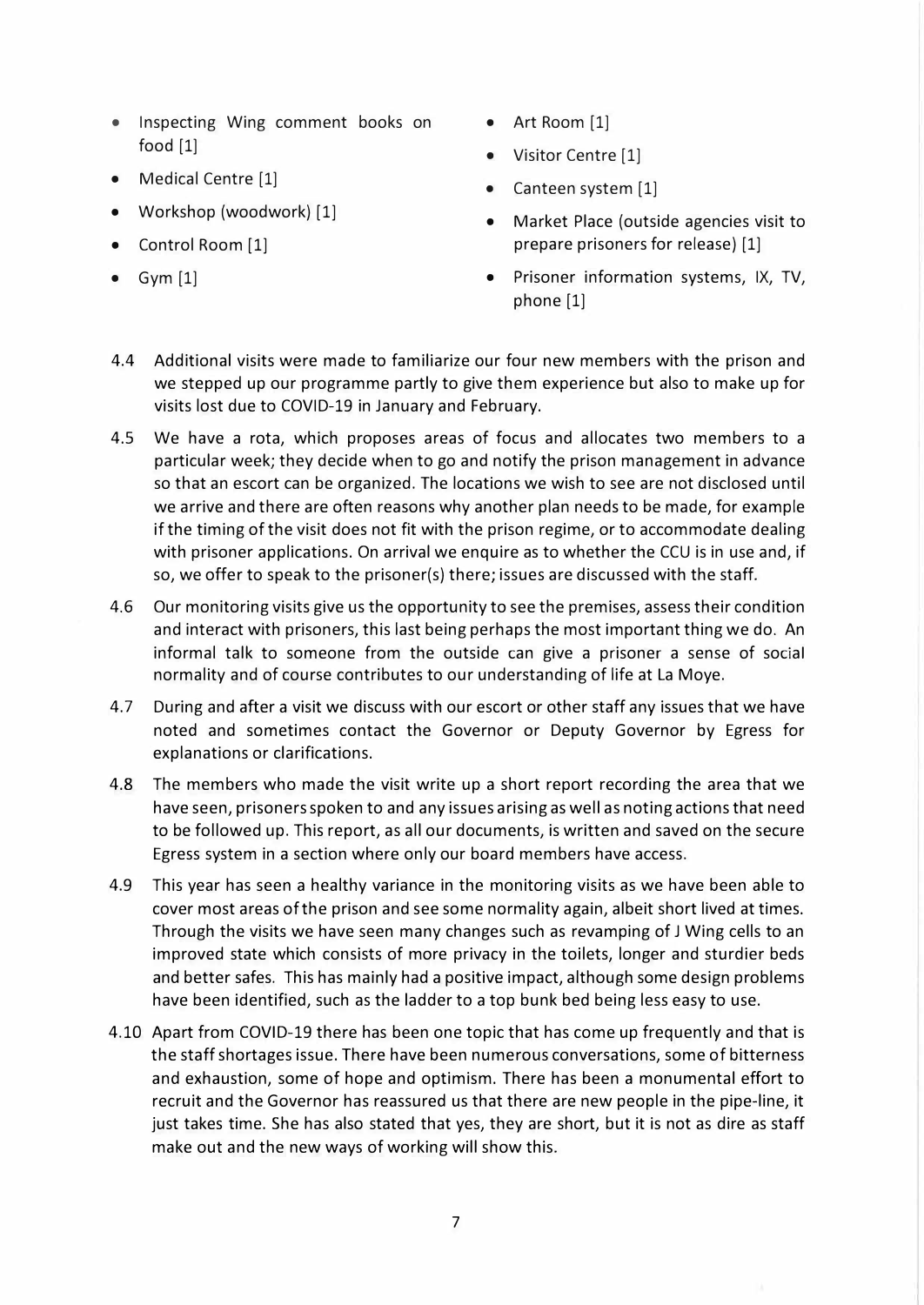- Inspecting Wing comment books on food [1]
- Medical Centre [1]
- Workshop (woodwork) [1]
- Control Room [1]
- Gym [1]
- Art Room [1]
- Visitor Centre [1]
- Canteen system [1]
- Market Place (outside agencies visit to prepare prisoners for release) [1]
- Prisoner information systems, IX, TV, phone [1]

4.4 Additional visits were made to familiarize our four new members with the prison and we stepped up our programme partly to give them experience but also to make up for visits lost due to COVID-19 in January and February.

4.5 We have a rota, which proposes areas of focus and allocates two members to a particular week; they decide when to go and notify the prison management in advance so that an escort can be organized. The locations we wish to see are not disclosed until we arrive and there are often reasons why another plan needs to be made, for example if the timing of the visit does not fit with the prison regime, or to accommodate dealing with prisoner applications. On arrival we enquire as to whether the CCU is in use and, if so, we offer to speak to the prisoner(s) there; issues are discussed with the staff.

4.6 Our monitoring visits give us the opportunity to see the premises, assess their condition and interact with prisoners, this last being perhaps the most important thing we do. An informal talk to someone from the outside can give a prisoner a sense of social normality and of course contributes to our understanding of life at La Moye.

4.7 During and after a visit we discuss with our escort or other staff any issues that we have noted and sometimes contact the Governor or Deputy Governor by Egress for explanations or clarifications.

4.8 The members who made the visit write up a short report recording the area that we have seen, prisoners spoken to and any issues arising as well as noting actions that need to be followed up. This report, as all our documents, is written and saved on the secure Egress system in a section where only our board members have access.

4.9 This year has seen a healthy variance in the monitoring visits as we have been able to cover most areas of the prison and see some normality again, albeit short lived at times. Through the visits we have seen many changes such as revamping of J Wing cells to an improved state which consists of more privacy in the toilets, longer and sturdier beds and better safes. This has mainly had a positive impact, although some design problems have been identified, such as the ladder to a top bunk bed being less easy to use.

4.10 Apart from COVID-19 there has been one topic that has come up frequently and that is the staff shortages issue. There have been numerous conversations, some of bitterness and exhaustion, some of hope and optimism. There has been a monumental effort to recruit and the Governor has reassured us that there are new people in the pipe-line, it just takes time. She has also stated that yes, they are short, but it is not as dire as staff make out and the new ways of working will show this.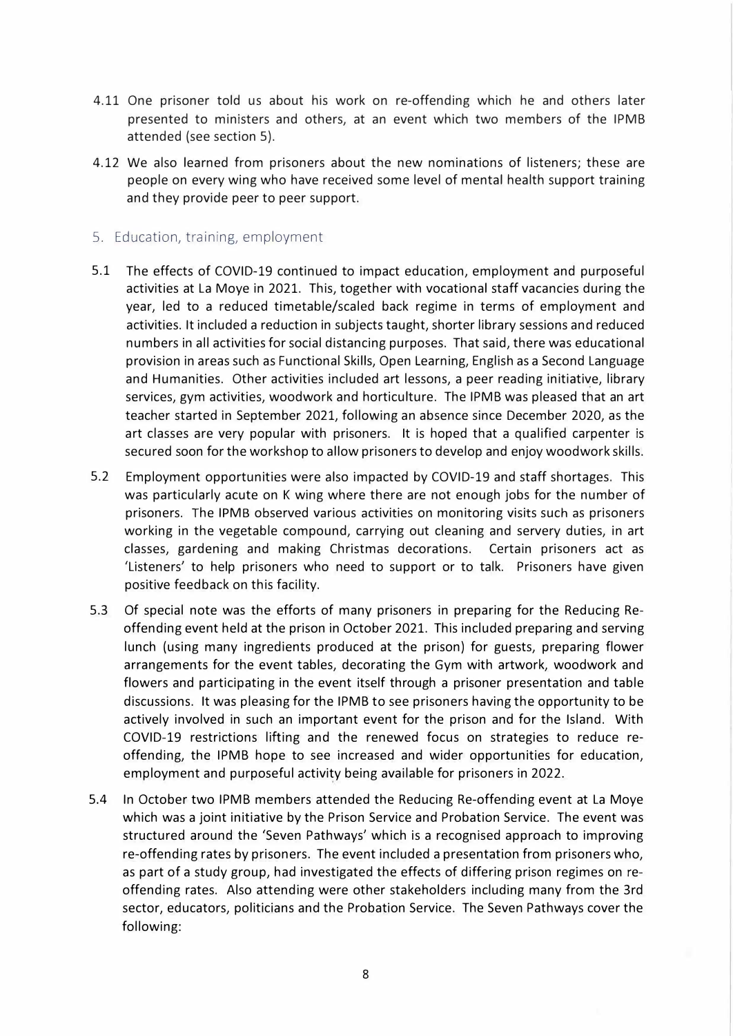4.11 One prisoner told us about his work on re-offending which he and others later presented to ministers and others, at an event which two members of the IPMB attended (see section 5).

4.12 We also learned from prisoners about the new nominations of listeners; these are people on every wing who have received some level of mental health support training and they provide peer to peer support.

## 5. Education, training, employment

5.1 The effects of COVID-19 continued to impact education, employment and purposeful activities at La Moye in 2021. This, together with vocational staff vacancies during the year, led to a reduced timetable/scaled back regime in terms of employment and activities. It included a reduction in subjects taught, shorter library sessions and reduced numbers in all activities for social distancing purposes. That said, there was educational provision in areas such as Functional Skills, Open Learning, English as a Second Language and Humanities. Other activities included art lessons, a peer reading initiative, library services, gym activities, woodwork and horticulture. The IPMB was pleased that an art teacher started in September 2021, following an absence since December 2020, as the art classes are very popular with prisoners. It is hoped that a qualified carpenter is secured soon for the workshop to allow prisoners to develop and enjoy woodwork skills.

5.2 Employment opportunities were also impacted by COVID-19 and staff shortages. This was particularly acute on K wing where there are not enough jobs for the number of prisoners. The IPMB observed various activities on monitoring visits such as prisoners working in the vegetable compound, carrying out cleaning and servery duties, in art classes, gardening and making Christmas decorations. Certain prisoners act as 'Listeners' to help prisoners who need to support or to talk. Prisoners have given positive feedback on this facility.

5.3 Of special note was the efforts of many prisoners in preparing for the Reducing Re-offending event held at the prison in October 2021. This included preparing and serving lunch (using many ingredients produced at the prison) for guests, preparing flower arrangements for the event tables, decorating the Gym with artwork, woodwork and flowers and participating in the event itself through a prisoner presentation and table discussions. It was pleasing for the IPMB to see prisoners having the opportunity to be actively involved in such an important event for the prison and for the Island. With COVID-19 restrictions lifting and the renewed focus on strategies to reduce re-offending, the IPMB hope to see increased and wider opportunities for education, employment and purposeful activity being available for prisoners in 2022.

5.4 In October two IPMB members attended the Reducing Re-offending event at La Moye which was a joint initiative by the Prison Service and Probation Service. The event was structured around the 'Seven Pathways' which is a recognised approach to improving re-offending rates by prisoners. The event included a presentation from prisoners who, as part of a study group, had investigated the effects of differing prison regimes on re-offending rates. Also attending were other stakeholders including many from the 3rd sector, educators, politicians and the Probation Service. The Seven Pathways cover the following: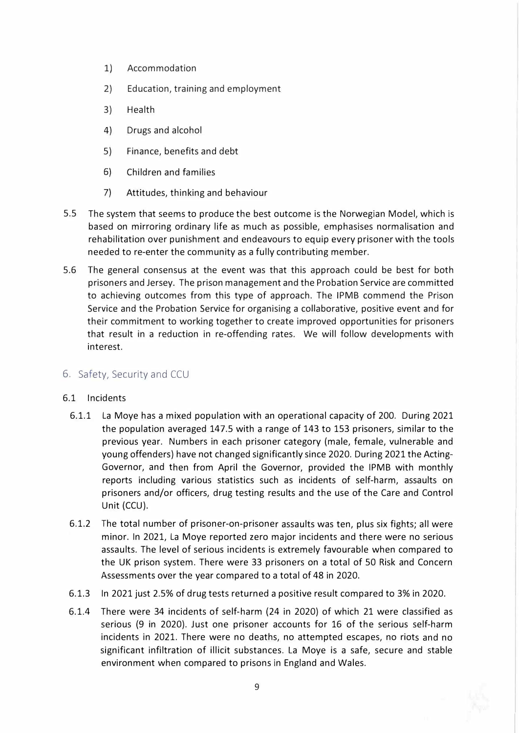1) Accommodation
2) Education, training and employment
3) Health
4) Drugs and alcohol
5) Finance, benefits and debt
6) Children and families
7) Attitudes, thinking and behaviour

5.5 The system that seems to produce the best outcome is the Norwegian Model, which is based on mirroring ordinary life as much as possible, emphasises normalisation and rehabilitation over punishment and endeavours to equip every prisoner with the tools needed to re-enter the community as a fully contributing member.

5.6 The general consensus at the event was that this approach could be best for both prisoners and Jersey. The prison management and the Probation Service are committed to achieving outcomes from this type of approach. The IPMB commend the Prison Service and the Probation Service for organising a collaborative, positive event and for their commitment to working together to create improved opportunities for prisoners that result in a reduction in re-offending rates. We will follow developments with interest.

## 6. Safety, Security and CCU

### 6.1 Incidents

6.1.1 La Moye has a mixed population with an operational capacity of 200. During 2021 the population averaged 147.5 with a range of 143 to 153 prisoners, similar to the previous year. Numbers in each prisoner category (male, female, vulnerable and young offenders) have not changed significantly since 2020. During 2021 the Acting-Governor, and then from April the Governor, provided the IPMB with monthly reports including various statistics such as incidents of self-harm, assaults on prisoners and/or officers, drug testing results and the use of the Care and Control Unit (CCU).

6.1.2 The total number of prisoner-on-prisoner assaults was ten, plus six fights; all were minor. In 2021, La Moye reported zero major incidents and there were no serious assaults. The level of serious incidents is extremely favourable when compared to the UK prison system. There were 33 prisoners on a total of 50 Risk and Concern Assessments over the year compared to a total of 48 in 2020.

6.1.3 In 2021 just 2.5% of drug tests returned a positive result compared to 3% in 2020.

6.1.4 There were 34 incidents of self-harm (24 in 2020) of which 21 were classified as serious (9 in 2020). Just one prisoner accounts for 16 of the serious self-harm incidents in 2021. There were no deaths, no attempted escapes, no riots and no significant infiltration of illicit substances. La Moye is a safe, secure and stable environment when compared to prisons in England and Wales.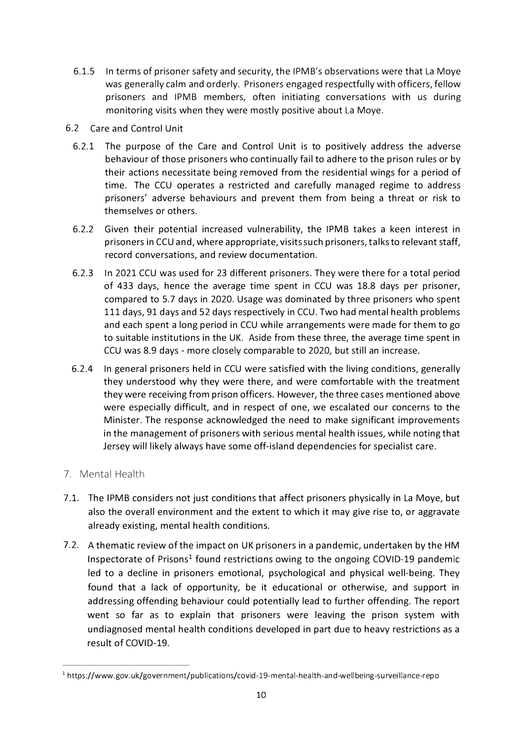6.1.5 In terms of prisoner safety and security, the IPMB's observations were that La Moye was generally calm and orderly. Prisoners engaged respectfully with officers, fellow prisoners and IPMB members, often initiating conversations with us during monitoring visits when they were mostly positive about La Moye.

### 6.2 Care and Control Unit

6.2.1 The purpose of the Care and Control Unit is to positively address the adverse behaviour of those prisoners who continually fail to adhere to the prison rules or by their actions necessitate being removed from the residential wings for a period of time. The CCU operates a restricted and carefully managed regime to address prisoners' adverse behaviours and prevent them from being a threat or risk to themselves or others.

6.2.2 Given their potential increased vulnerability, the IPMB takes a keen interest in prisoners in CCU and, where appropriate, visits such prisoners, talks to relevant staff, record conversations, and review documentation.

6.2.3 In 2021 CCU was used for 23 different prisoners. They were there for a total period of 433 days, hence the average time spent in CCU was 18.8 days per prisoner, compared to 5.7 days in 2020. Usage was dominated by three prisoners who spent 111 days, 91 days and 52 days respectively in CCU. Two had mental health problems and each spent a long period in CCU while arrangements were made for them to go to suitable institutions in the UK. Aside from these three, the average time spent in CCU was 8.9 days - more closely comparable to 2020, but still an increase.

6.2.4 In general prisoners held in CCU were satisfied with the living conditions, generally they understood why they were there, and were comfortable with the treatment they were receiving from prison officers. However, the three cases mentioned above were especially difficult, and in respect of one, we escalated our concerns to the Minister. The response acknowledged the need to make significant improvements in the management of prisoners with serious mental health issues, while noting that Jersey will likely always have some off-island dependencies for specialist care.

## 7. Mental Health

7.1. The IPMB considers not just conditions that affect prisoners physically in La Moye, but also the overall environment and the extent to which it may give rise to, or aggravate already existing, mental health conditions.

7.2. A thematic review of the impact on UK prisoners in a pandemic, undertaken by the HM Inspectorate of Prisons[1] found restrictions owing to the ongoing COVID-19 pandemic led to a decline in prisoners emotional, psychological and physical well-being. They found that a lack of opportunity, be it educational or otherwise, and support in addressing offending behaviour could potentially lead to further offending. The report went so far as to explain that prisoners were leaving the prison system with undiagnosed mental health conditions developed in part due to heavy restrictions as a result of COVID-19.

---

[1] https://www.gov.uk/government/publications/covid-19-mental-health-and-wellbeing-surveillance-repo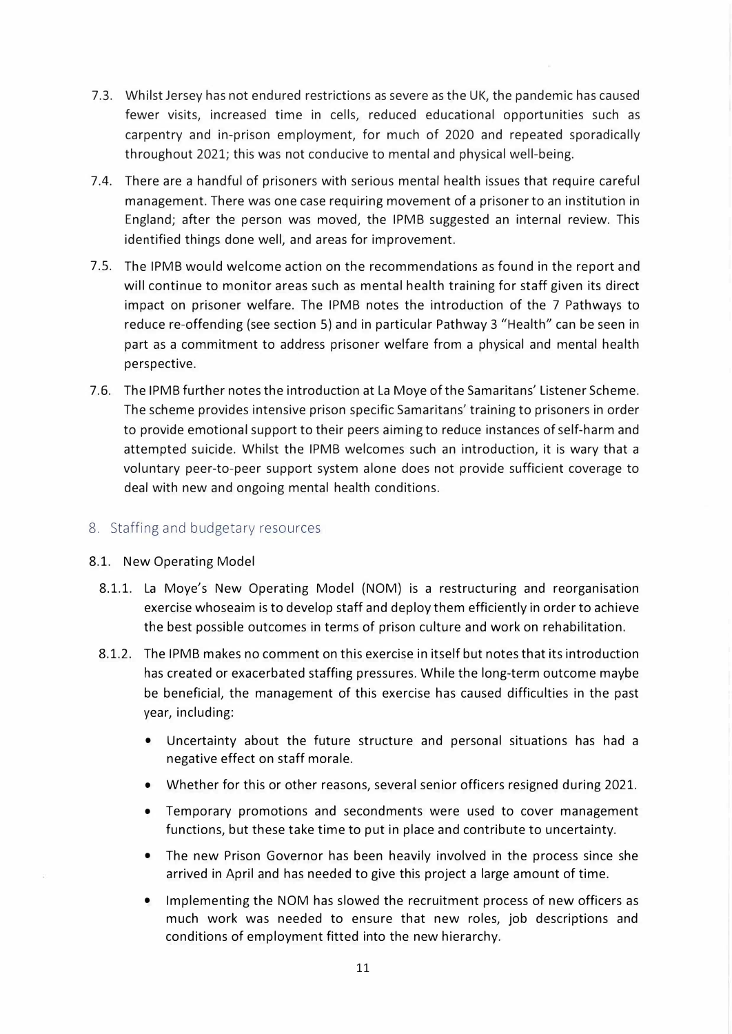7.3. Whilst Jersey has not endured restrictions as severe as the UK, the pandemic has caused fewer visits, increased time in cells, reduced educational opportunities such as carpentry and in-prison employment, for much of 2020 and repeated sporadically throughout 2021; this was not conducive to mental and physical well-being.

7.4. There are a handful of prisoners with serious mental health issues that require careful management. There was one case requiring movement of a prisoner to an institution in England; after the person was moved, the IPMB suggested an internal review. This identified things done well, and areas for improvement.

7.5. The IPMB would welcome action on the recommendations as found in the report and will continue to monitor areas such as mental health training for staff given its direct impact on prisoner welfare. The IPMB notes the introduction of the 7 Pathways to reduce re-offending (see section 5) and in particular Pathway 3 "Health" can be seen in part as a commitment to address prisoner welfare from a physical and mental health perspective.

7.6. The IPMB further notes the introduction at La Moye of the Samaritans' Listener Scheme. The scheme provides intensive prison specific Samaritans' training to prisoners in order to provide emotional support to their peers aiming to reduce instances of self-harm and attempted suicide. Whilst the IPMB welcomes such an introduction, it is wary that a voluntary peer-to-peer support system alone does not provide sufficient coverage to deal with new and ongoing mental health conditions.

## 8. Staffing and budgetary resources

8.1. New Operating Model

8.1.1. La Moye's New Operating Model (NOM) is a restructuring and reorganisation exercise whoseaim is to develop staff and deploy them efficiently in order to achieve the best possible outcomes in terms of prison culture and work on rehabilitation.

8.1.2. The IPMB makes no comment on this exercise in itself but notes that its introduction has created or exacerbated staffing pressures. While the long-term outcome maybe be beneficial, the management of this exercise has caused difficulties in the past year, including:

- Uncertainty about the future structure and personal situations has had a negative effect on staff morale.
- Whether for this or other reasons, several senior officers resigned during 2021.
- Temporary promotions and secondments were used to cover management functions, but these take time to put in place and contribute to uncertainty.
- The new Prison Governor has been heavily involved in the process since she arrived in April and has needed to give this project a large amount of time.
- Implementing the NOM has slowed the recruitment process of new officers as much work was needed to ensure that new roles, job descriptions and conditions of employment fitted into the new hierarchy.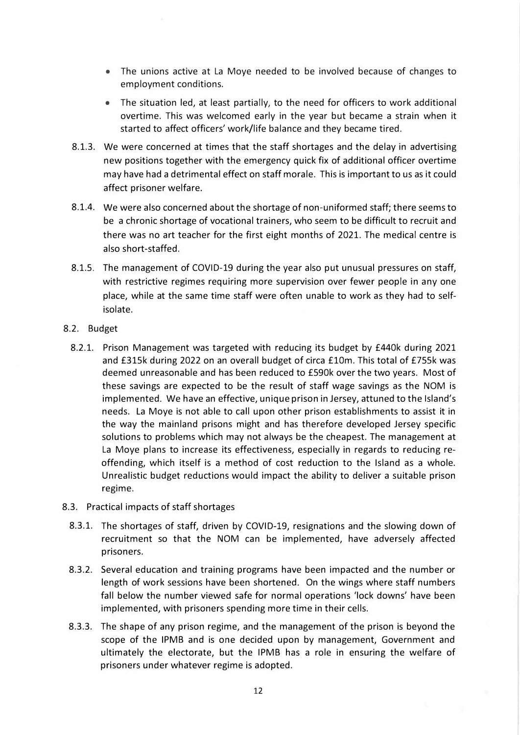- The unions active at La Moye needed to be involved because of changes to employment conditions.
- The situation led, at least partially, to the need for officers to work additional overtime. This was welcomed early in the year but became a strain when it started to affect officers' work/life balance and they became tired.

8.1.3. We were concerned at times that the staff shortages and the delay in advertising new positions together with the emergency quick fix of additional officer overtime may have had a detrimental effect on staff morale. This is important to us as it could affect prisoner welfare.

8.1.4. We were also concerned about the shortage of non-uniformed staff; there seems to be a chronic shortage of vocational trainers, who seem to be difficult to recruit and there was no art teacher for the first eight months of 2021. The medical centre is also short-staffed.

8.1.5. The management of COVID-19 during the year also put unusual pressures on staff, with restrictive regimes requiring more supervision over fewer people in any one place, while at the same time staff were often unable to work as they had to self-isolate.

8.2. Budget

8.2.1. Prison Management was targeted with reducing its budget by £440k during 2021 and £315k during 2022 on an overall budget of circa £10m. This total of £755k was deemed unreasonable and has been reduced to £590k over the two years. Most of these savings are expected to be the result of staff wage savings as the NOM is implemented. We have an effective, unique prison in Jersey, attuned to the Island's needs. La Moye is not able to call upon other prison establishments to assist it in the way the mainland prisons might and has therefore developed Jersey specific solutions to problems which may not always be the cheapest. The management at La Moye plans to increase its effectiveness, especially in regards to reducing re-offending, which itself is a method of cost reduction to the Island as a whole. Unrealistic budget reductions would impact the ability to deliver a suitable prison regime.

8.3. Practical impacts of staff shortages

8.3.1. The shortages of staff, driven by COVID-19, resignations and the slowing down of recruitment so that the NOM can be implemented, have adversely affected prisoners.

8.3.2. Several education and training programs have been impacted and the number or length of work sessions have been shortened. On the wings where staff numbers fall below the number viewed safe for normal operations 'lock downs' have been implemented, with prisoners spending more time in their cells.

8.3.3. The shape of any prison regime, and the management of the prison is beyond the scope of the IPMB and is one decided upon by management, Government and ultimately the electorate, but the IPMB has a role in ensuring the welfare of prisoners under whatever regime is adopted.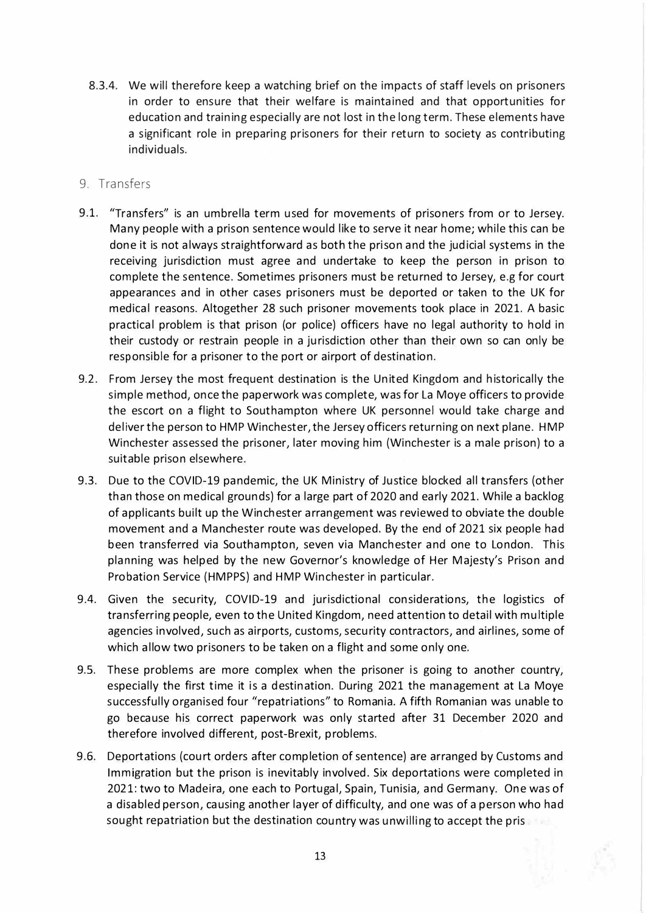8.3.4. We will therefore keep a watching brief on the impacts of staff levels on prisoners in order to ensure that their welfare is maintained and that opportunities for education and training especially are not lost in the long term. These elements have a significant role in preparing prisoners for their return to society as contributing individuals.

## 9. Transfers

9.1. "Transfers" is an umbrella term used for movements of prisoners from or to Jersey. Many people with a prison sentence would like to serve it near home; while this can be done it is not always straightforward as both the prison and the judicial systems in the receiving jurisdiction must agree and undertake to keep the person in prison to complete the sentence. Sometimes prisoners must be returned to Jersey, e.g for court appearances and in other cases prisoners must be deported or taken to the UK for medical reasons. Altogether 28 such prisoner movements took place in 2021. A basic practical problem is that prison (or police) officers have no legal authority to hold in their custody or restrain people in a jurisdiction other than their own so can only be responsible for a prisoner to the port or airport of destination.

9.2. From Jersey the most frequent destination is the United Kingdom and historically the simple method, once the paperwork was complete, was for La Moye officers to provide the escort on a flight to Southampton where UK personnel would take charge and deliver the person to HMP Winchester, the Jersey officers returning on next plane. HMP Winchester assessed the prisoner, later moving him (Winchester is a male prison) to a suitable prison elsewhere.

9.3. Due to the COVID-19 pandemic, the UK Ministry of Justice blocked all transfers (other than those on medical grounds) for a large part of 2020 and early 2021. While a backlog of applicants built up the Winchester arrangement was reviewed to obviate the double movement and a Manchester route was developed. By the end of 2021 six people had been transferred via Southampton, seven via Manchester and one to London. This planning was helped by the new Governor's knowledge of Her Majesty's Prison and Probation Service (HMPPS) and HMP Winchester in particular.

9.4. Given the security, COVID-19 and jurisdictional considerations, the logistics of transferring people, even to the United Kingdom, need attention to detail with multiple agencies involved, such as airports, customs, security contractors, and airlines, some of which allow two prisoners to be taken on a flight and some only one.

9.5. These problems are more complex when the prisoner is going to another country, especially the first time it is a destination. During 2021 the management at La Moye successfully organised four "repatriations" to Romania. A fifth Romanian was unable to go because his correct paperwork was only started after 31 December 2020 and therefore involved different, post-Brexit, problems.

9.6. Deportations (court orders after completion of sentence) are arranged by Customs and Immigration but the prison is inevitably involved. Six deportations were completed in 2021: two to Madeira, one each to Portugal, Spain, Tunisia, and Germany. One was of a disabled person, causing another layer of difficulty, and one was of a person who had sought repatriation but the destination country was unwilling to accept the pris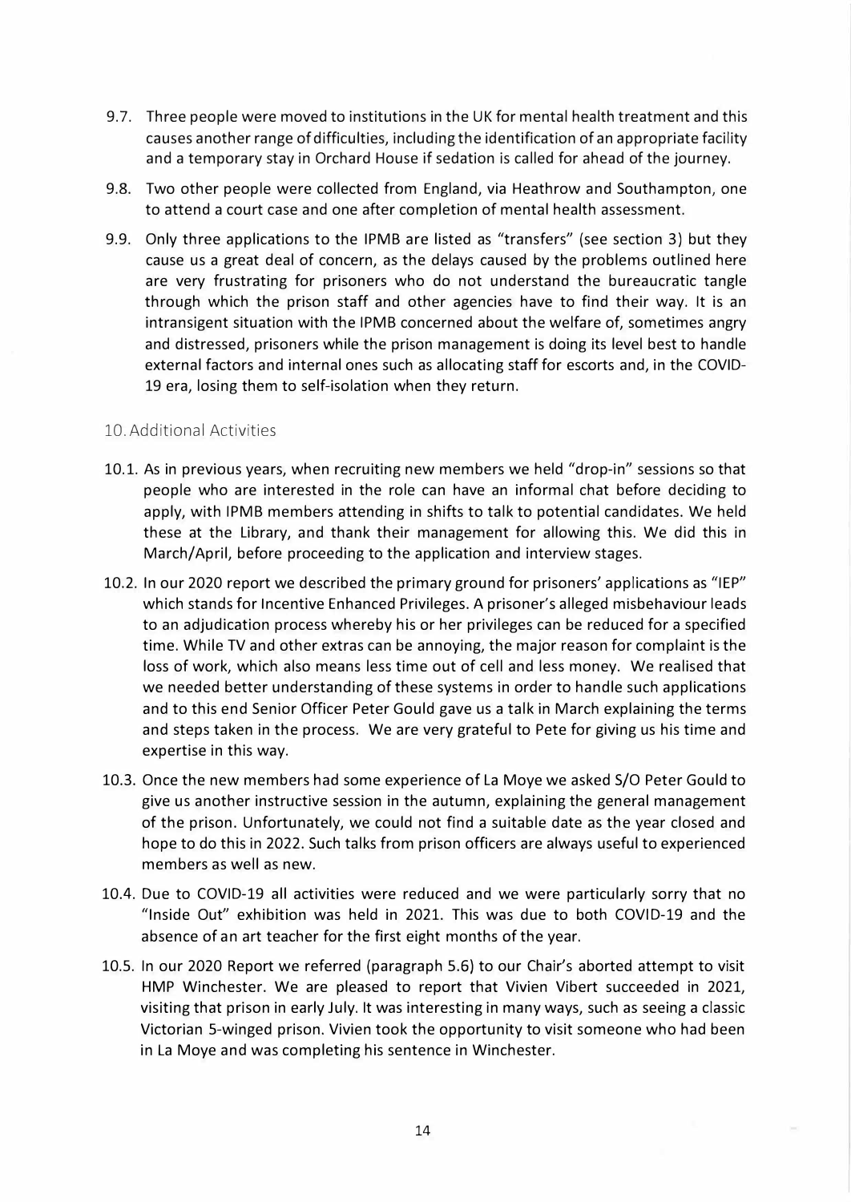9.7. Three people were moved to institutions in the UK for mental health treatment and this causes another range of difficulties, including the identification of an appropriate facility and a temporary stay in Orchard House if sedation is called for ahead of the journey.

9.8. Two other people were collected from England, via Heathrow and Southampton, one to attend a court case and one after completion of mental health assessment.

9.9. Only three applications to the IPMB are listed as "transfers" (see section 3) but they cause us a great deal of concern, as the delays caused by the problems outlined here are very frustrating for prisoners who do not understand the bureaucratic tangle through which the prison staff and other agencies have to find their way. It is an intransigent situation with the IPMB concerned about the welfare of, sometimes angry and distressed, prisoners while the prison management is doing its level best to handle external factors and internal ones such as allocating staff for escorts and, in the COVID-19 era, losing them to self-isolation when they return.

## 10. Additional Activities

10.1. As in previous years, when recruiting new members we held "drop-in" sessions so that people who are interested in the role can have an informal chat before deciding to apply, with IPMB members attending in shifts to talk to potential candidates. We held these at the Library, and thank their management for allowing this. We did this in March/April, before proceeding to the application and interview stages.

10.2. In our 2020 report we described the primary ground for prisoners' applications as "IEP" which stands for Incentive Enhanced Privileges. A prisoner's alleged misbehaviour leads to an adjudication process whereby his or her privileges can be reduced for a specified time. While TV and other extras can be annoying, the major reason for complaint is the loss of work, which also means less time out of cell and less money. We realised that we needed better understanding of these systems in order to handle such applications and to this end Senior Officer Peter Gould gave us a talk in March explaining the terms and steps taken in the process. We are very grateful to Pete for giving us his time and expertise in this way.

10.3. Once the new members had some experience of La Moye we asked S/O Peter Gould to give us another instructive session in the autumn, explaining the general management of the prison. Unfortunately, we could not find a suitable date as the year closed and hope to do this in 2022. Such talks from prison officers are always useful to experienced members as well as new.

10.4. Due to COVID-19 all activities were reduced and we were particularly sorry that no "Inside Out" exhibition was held in 2021. This was due to both COVID-19 and the absence of an art teacher for the first eight months of the year.

10.5. In our 2020 Report we referred (paragraph 5.6) to our Chair's aborted attempt to visit HMP Winchester. We are pleased to report that Vivien Vibert succeeded in 2021, visiting that prison in early July. It was interesting in many ways, such as seeing a classic Victorian 5-winged prison. Vivien took the opportunity to visit someone who had been in La Moye and was completing his sentence in Winchester.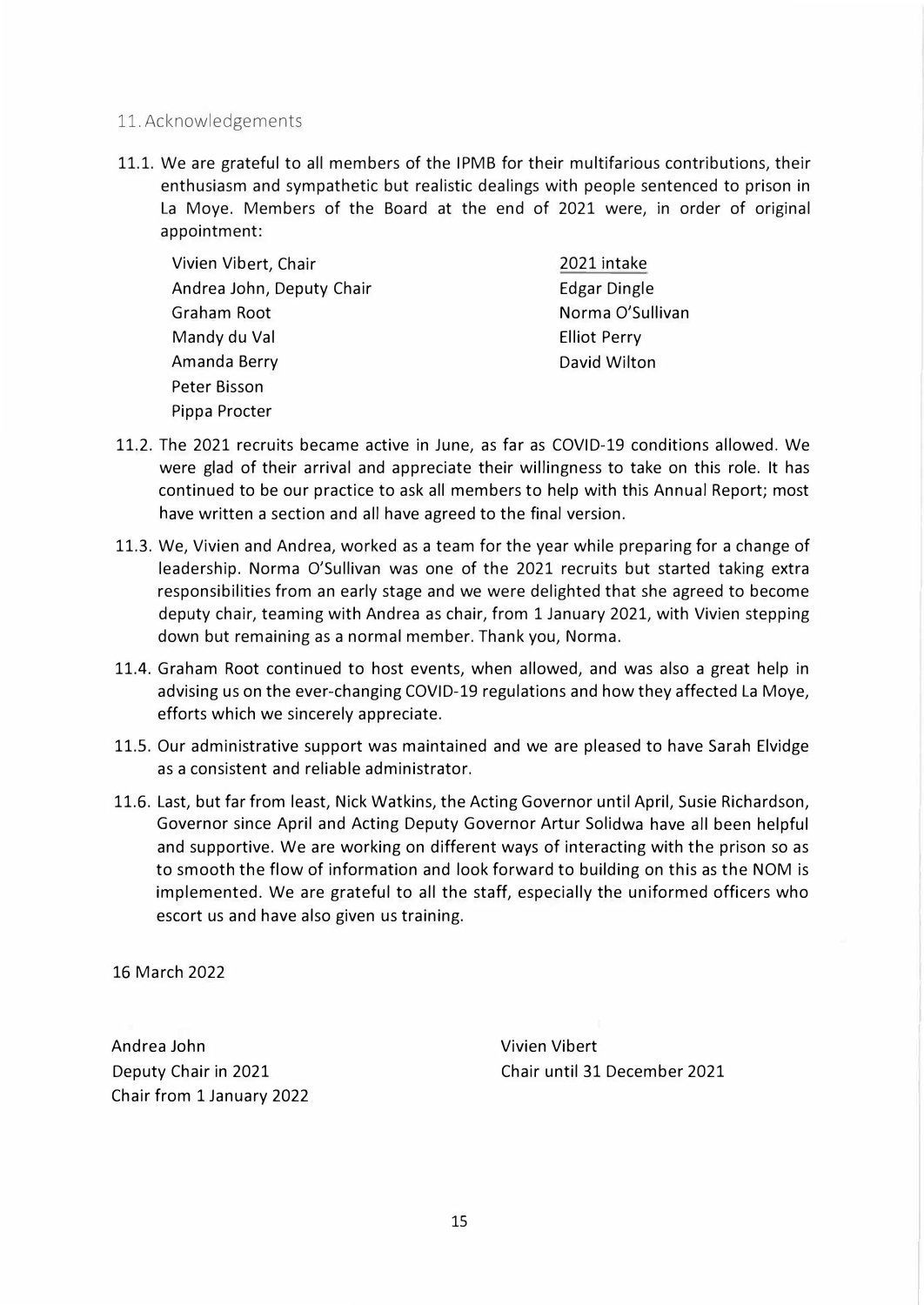## 11. Acknowledgements

11.1. We are grateful to all members of the IPMB for their multifarious contributions, their enthusiasm and sympathetic but realistic dealings with people sentenced to prison in La Moye. Members of the Board at the end of 2021 were, in order of original appointment:

| | 2021 intake |
|---|---|
| Vivien Vibert, Chair | Edgar Dingle |
| Andrea John, Deputy Chair | Norma O'Sullivan |
| Graham Root | Elliot Perry |
| Mandy du Val | David Wilton |
| Amanda Berry | |
| Peter Bisson | |
| Pippa Procter | |

11.2. The 2021 recruits became active in June, as far as COVID-19 conditions allowed. We were glad of their arrival and appreciate their willingness to take on this role. It has continued to be our practice to ask all members to help with this Annual Report; most have written a section and all have agreed to the final version.

11.3. We, Vivien and Andrea, worked as a team for the year while preparing for a change of leadership. Norma O'Sullivan was one of the 2021 recruits but started taking extra responsibilities from an early stage and we were delighted that she agreed to become deputy chair, teaming with Andrea as chair, from 1 January 2021, with Vivien stepping down but remaining as a normal member. Thank you, Norma.

11.4. Graham Root continued to host events, when allowed, and was also a great help in advising us on the ever-changing COVID-19 regulations and how they affected La Moye, efforts which we sincerely appreciate.

11.5. Our administrative support was maintained and we are pleased to have Sarah Elvidge as a consistent and reliable administrator.

11.6. Last, but far from least, Nick Watkins, the Acting Governor until April, Susie Richardson, Governor since April and Acting Deputy Governor Artur Solidwa have all been helpful and supportive. We are working on different ways of interacting with the prison so as to smooth the flow of information and look forward to building on this as the NOM is implemented. We are grateful to all the staff, especially the uniformed officers who escort us and have also given us training.

16 March 2022

Andrea John
Deputy Chair in 2021
Chair from 1 January 2022

Vivien Vibert
Chair until 31 December 2021